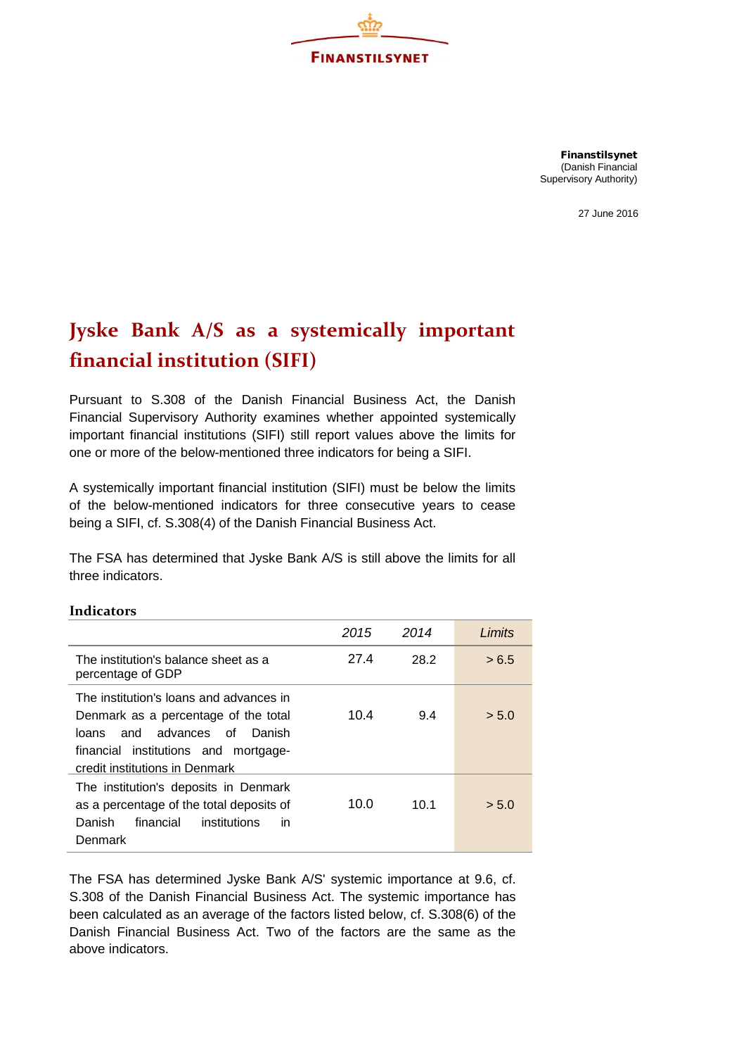FINANSTILSYNET

**Finanstilsynet**
(Danish Financial Supervisory Authority)

27 June 2016

# Jyske Bank A/S as a systemically important financial institution (SIFI)

Pursuant to S.308 of the Danish Financial Business Act, the Danish Financial Supervisory Authority examines whether appointed systemically important financial institutions (SIFI) still report values above the limits for one or more of the below-mentioned three indicators for being a SIFI.

A systemically important financial institution (SIFI) must be below the limits of the below-mentioned indicators for three consecutive years to cease being a SIFI, cf. S.308(4) of the Danish Financial Business Act.

The FSA has determined that Jyske Bank A/S is still above the limits for all three indicators.

### Indicators

| | *2015* | *2014* | *Limits* |
|---|---|---|---|
| The institution's balance sheet as a percentage of GDP | 27.4 | 28.2 | > 6.5 |
| The institution's loans and advances in Denmark as a percentage of the total loans and advances of Danish financial institutions and mortgage-credit institutions in Denmark | 10.4 | 9.4 | > 5.0 |
| The institution's deposits in Denmark as a percentage of the total deposits of Danish financial institutions in Denmark | 10.0 | 10.1 | > 5.0 |

The FSA has determined Jyske Bank A/S' systemic importance at 9.6, cf. S.308 of the Danish Financial Business Act. The systemic importance has been calculated as an average of the factors listed below, cf. S.308(6) of the Danish Financial Business Act. Two of the factors are the same as the above indicators.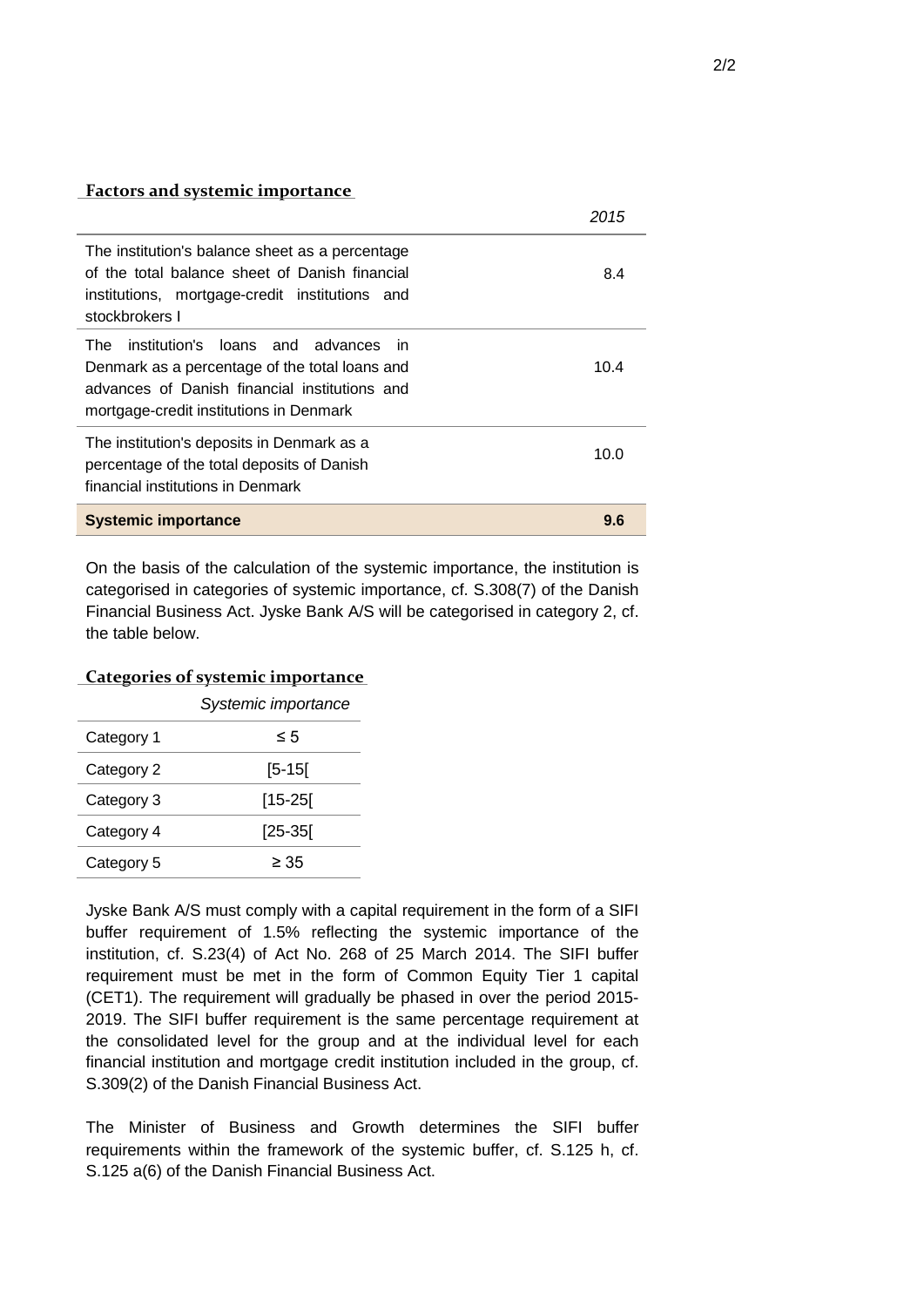**Factors and systemic importance**

| | 2015 |
|---|---|
| The institution's balance sheet as a percentage of the total balance sheet of Danish financial institutions, mortgage-credit institutions and stockbrokers I | 8.4 |
| The institution's loans and advances in Denmark as a percentage of the total loans and advances of Danish financial institutions and mortgage-credit institutions in Denmark | 10.4 |
| The institution's deposits in Denmark as a percentage of the total deposits of Danish financial institutions in Denmark | 10.0 |
| **Systemic importance** | **9.6** |

On the basis of the calculation of the systemic importance, the institution is categorised in categories of systemic importance, cf. S.308(7) of the Danish Financial Business Act. Jyske Bank A/S will be categorised in category 2, cf. the table below.

**Categories of systemic importance**

| | *Systemic importance* |
|---|---|
| Category 1 | ≤ 5 |
| Category 2 | [5-15[ |
| Category 3 | [15-25[ |
| Category 4 | [25-35[ |
| Category 5 | ≥ 35 |

Jyske Bank A/S must comply with a capital requirement in the form of a SIFI buffer requirement of 1.5% reflecting the systemic importance of the institution, cf. S.23(4) of Act No. 268 of 25 March 2014. The SIFI buffer requirement must be met in the form of Common Equity Tier 1 capital (CET1). The requirement will gradually be phased in over the period 2015-2019. The SIFI buffer requirement is the same percentage requirement at the consolidated level for the group and at the individual level for each financial institution and mortgage credit institution included in the group, cf. S.309(2) of the Danish Financial Business Act.

The Minister of Business and Growth determines the SIFI buffer requirements within the framework of the systemic buffer, cf. S.125 h, cf. S.125 a(6) of the Danish Financial Business Act.